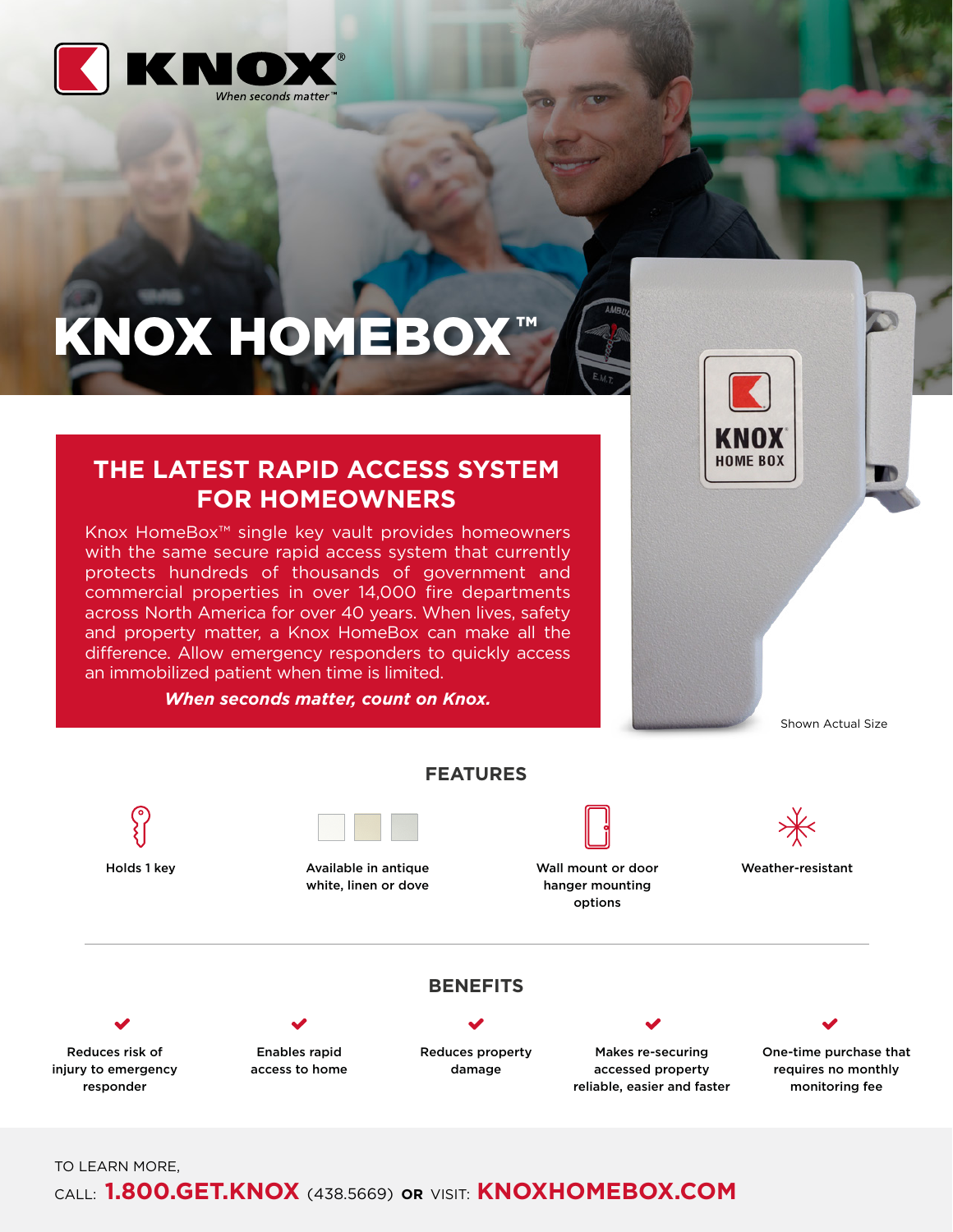KNOX®
*When seconds matter™*

# KNOX HOMEBOX™

## THE LATEST RAPID ACCESS SYSTEM FOR HOMEOWNERS

Knox HomeBox™ single key vault provides homeowners with the same secure rapid access system that currently protects hundreds of thousands of government and commercial properties in over 14,000 fire departments across North America for over 40 years. When lives, safety and property matter, a Knox HomeBox can make all the difference. Allow emergency responders to quickly access an immobilized patient when time is limited.

***When seconds matter, count on Knox.***

KNOX HOME BOX

Shown Actual Size

## FEATURES

- Holds 1 key
- Available in antique white, linen or dove
- Wall mount or door hanger mounting options
- Weather-resistant

## BENEFITS

- Reduces risk of injury to emergency responder
- Enables rapid access to home
- Reduces property damage
- Makes re-securing accessed property reliable, easier and faster
- One-time purchase that requires no monthly monitoring fee

TO LEARN MORE,

CALL: **1.800.GET.KNOX** (438.5669) **OR** VISIT: **KNOXHOMEBOX.COM**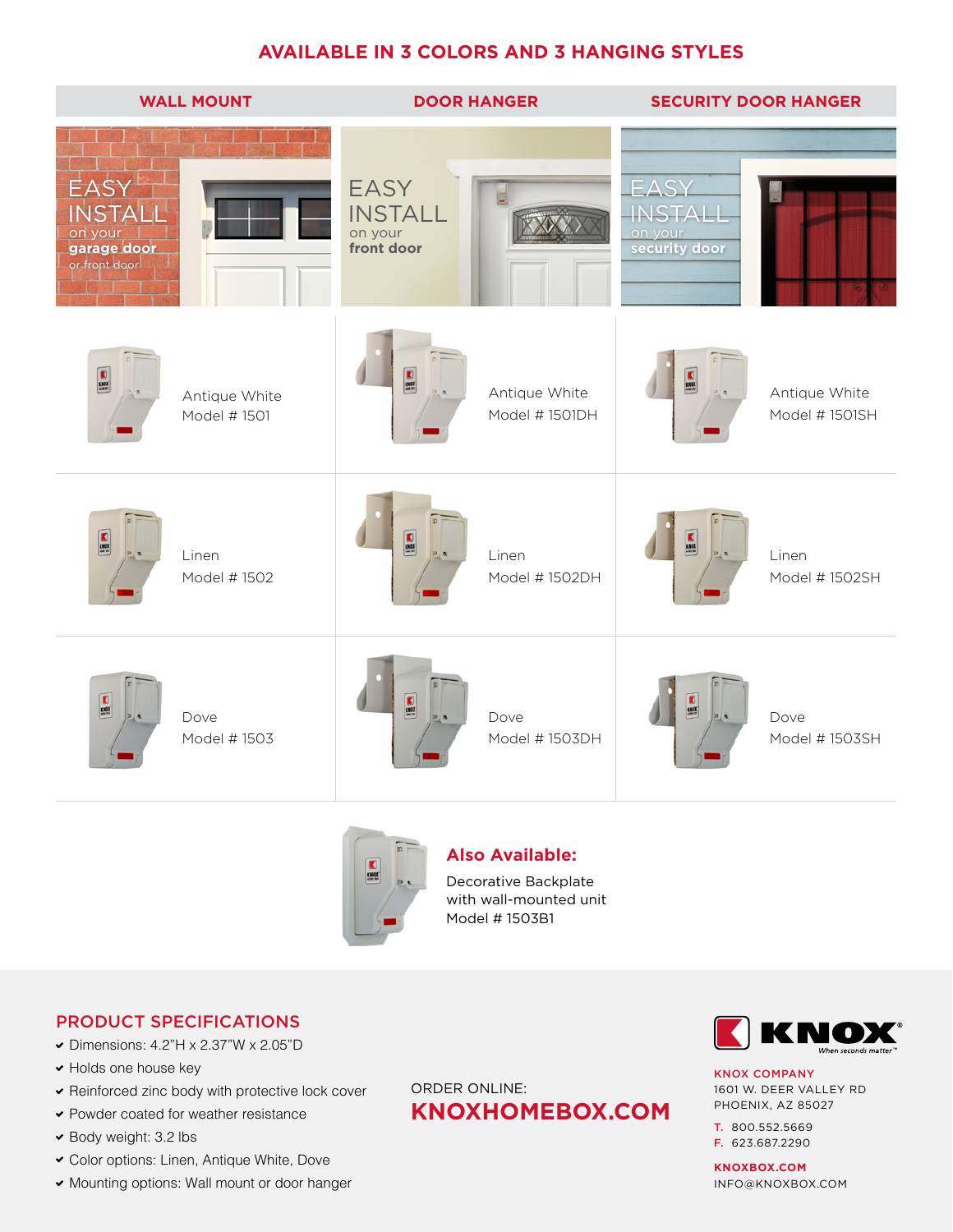## AVAILABLE IN 3 COLORS AND 3 HANGING STYLES

| WALL MOUNT | DOOR HANGER | SECURITY DOOR HANGER |
|---|---|---|
| EASY INSTALL on your **garage door** or front door | EASY INSTALL on your **front door** | EASY INSTALL on your **security door** |
| Antique White Model # 1501 | Antique White Model # 1501DH | Antique White Model # 1501SH |
| Linen Model # 1502 | Linen Model # 1502DH | Linen Model # 1502SH |
| Dove Model # 1503 | Dove Model # 1503DH | Dove Model # 1503SH |

### Also Available:

Decorative Backplate
with wall-mounted unit
Model # 1503B1

## PRODUCT SPECIFICATIONS

- Dimensions: 4.2"H x 2.37"W x 2.05"D
- Holds one house key
- Reinforced zinc body with protective lock cover
- Powder coated for weather resistance
- Body weight: 3.2 lbs
- Color options: Linen, Antique White, Dove
- Mounting options: Wall mount or door hanger

ORDER ONLINE:
**KNOXHOMEBOX.COM**

KNOX® *When seconds matter™*

**KNOX COMPANY**
1601 W. DEER VALLEY RD
PHOENIX, AZ 85027

T. 800.552.5669
F. 623.687.2290

**KNOXBOX.COM**
INFO@KNOXBOX.COM